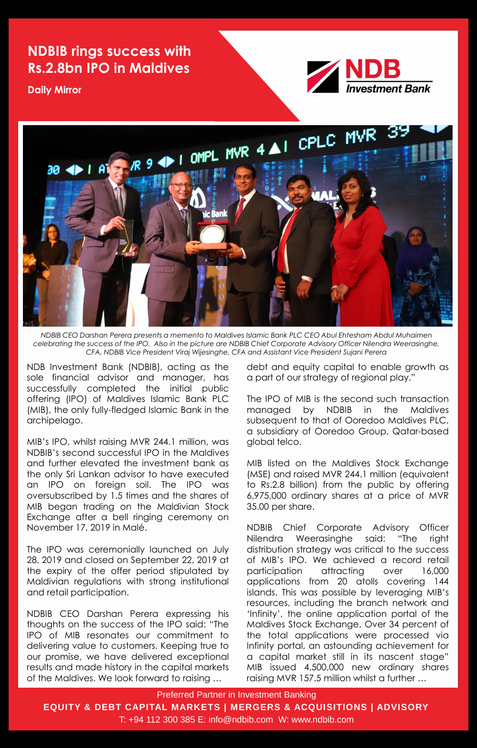# NDBIB rings success with Rs.2.8bn IPO in Maldives

**Daily Mirror**

NDB Investment Bank

NDBIB CEO Darshan Perera presents a memento to Maldives Islamic Bank PLC CEO Abul Ehtesham Abdul Muhaimen celebrating the success of the IPO. Also in the picture are NDBIB Chief Corporate Advisory Officer Nilendra Weerasinghe, CFA, NDBIB Vice President Viraj Wijesinghe, CFA and Assistant Vice President Sujani Perera

NDB Investment Bank (NDBIB), acting as the sole financial advisor and manager, has successfully completed the initial public offering (IPO) of Maldives Islamic Bank PLC (MIB), the only fully-fledged Islamic Bank in the archipelago.

MIB's IPO, whilst raising MVR 244.1 million, was NDBIB's second successful IPO in the Maldives and further elevated the institution as the only Sri Lankan advisor to have executed an IPO on foreign soil. The IPO was oversubscribed by 1.5 times and the shares of MIB began trading on the Maldivian Stock Exchange after a bell ringing ceremony on November 17, 2019 in Malé.

The IPO was ceremonially launched on July 28, 2019 and closed on September 22, 2019 at the expiry of the offer period stipulated by Maldivian regulations with strong institutional and retail participation.

NDBIB CEO Darshan Perera expressing his thoughts on the success of the IPO said: "The IPO of MIB resonates our commitment to delivering value to customers. Keeping true to our promise, we have delivered exceptional results and made history in the capital markets of the Maldives. We look forward to raising … debt and equity capital to enable growth as a part of our strategy of regional play."

The IPO of MIB is the second such transaction managed by NDBIB in the Maldives subsequent to that of Ooredoo Maldives PLC, a subsidiary of Ooredoo Group, Qatar-based global telco.

MIB listed on the Maldives Stock Exchange (MSE) and raised MVR 244.1 million (equivalent to Rs.2.8 billion) from the public by offering 6,975,000 ordinary shares at a price of MVR 35.00 per share.

NDBIB Chief Corporate Advisory Officer Nilendra Weerasinghe said: "The right distribution strategy was critical to the success of MIB's IPO. We achieved a record retail participation attracting over 16,000 applications from 20 atolls covering 144 islands. This was possible by leveraging MIB's resources, including the branch network and 'Infinity', the online application portal of the Maldives Stock Exchange. Over 34 percent of the total applications were processed via Infinity portal, an astounding achievement for a capital market still in its nascent stage" MIB issued 4,500,000 new ordinary shares raising MVR 157.5 million whilst a further …

Preferred Partner in Investment Banking

**EQUITY & DEBT CAPITAL MARKETS | MERGERS & ACQUISITIONS | ADVISORY**

T: +94 112 300 385 E: info@ndbib.com W: www.ndbib.com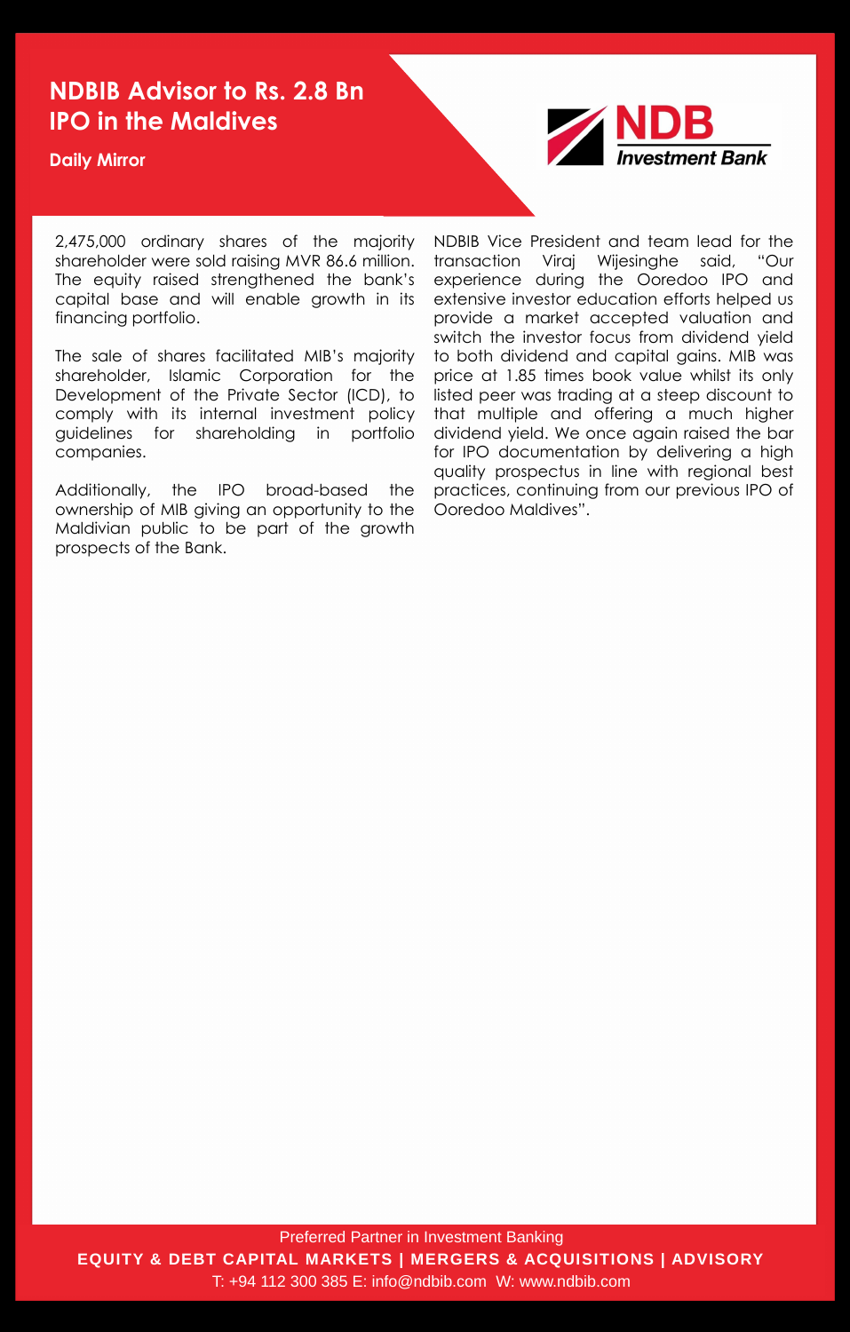# NDBIB Advisor to Rs. 2.8 Bn IPO in the Maldives

**Daily Mirror**

2,475,000 ordinary shares of the majority shareholder were sold raising MVR 86.6 million. The equity raised strengthened the bank's capital base and will enable growth in its financing portfolio.

The sale of shares facilitated MIB's majority shareholder, Islamic Corporation for the Development of the Private Sector (ICD), to comply with its internal investment policy guidelines for shareholding in portfolio companies.

Additionally, the IPO broad-based the ownership of MIB giving an opportunity to the Maldivian public to be part of the growth prospects of the Bank.

NDBIB Vice President and team lead for the transaction Viraj Wijesinghe said, "Our experience during the Ooredoo IPO and extensive investor education efforts helped us provide a market accepted valuation and switch the investor focus from dividend yield to both dividend and capital gains. MIB was price at 1.85 times book value whilst its only listed peer was trading at a steep discount to that multiple and offering a much higher dividend yield. We once again raised the bar for IPO documentation by delivering a high quality prospectus in line with regional best practices, continuing from our previous IPO of Ooredoo Maldives".

Preferred Partner in Investment Banking

**EQUITY & DEBT CAPITAL MARKETS | MERGERS & ACQUISITIONS | ADVISORY**

T: +94 112 300 385 E: info@ndbib.com W: www.ndbib.com